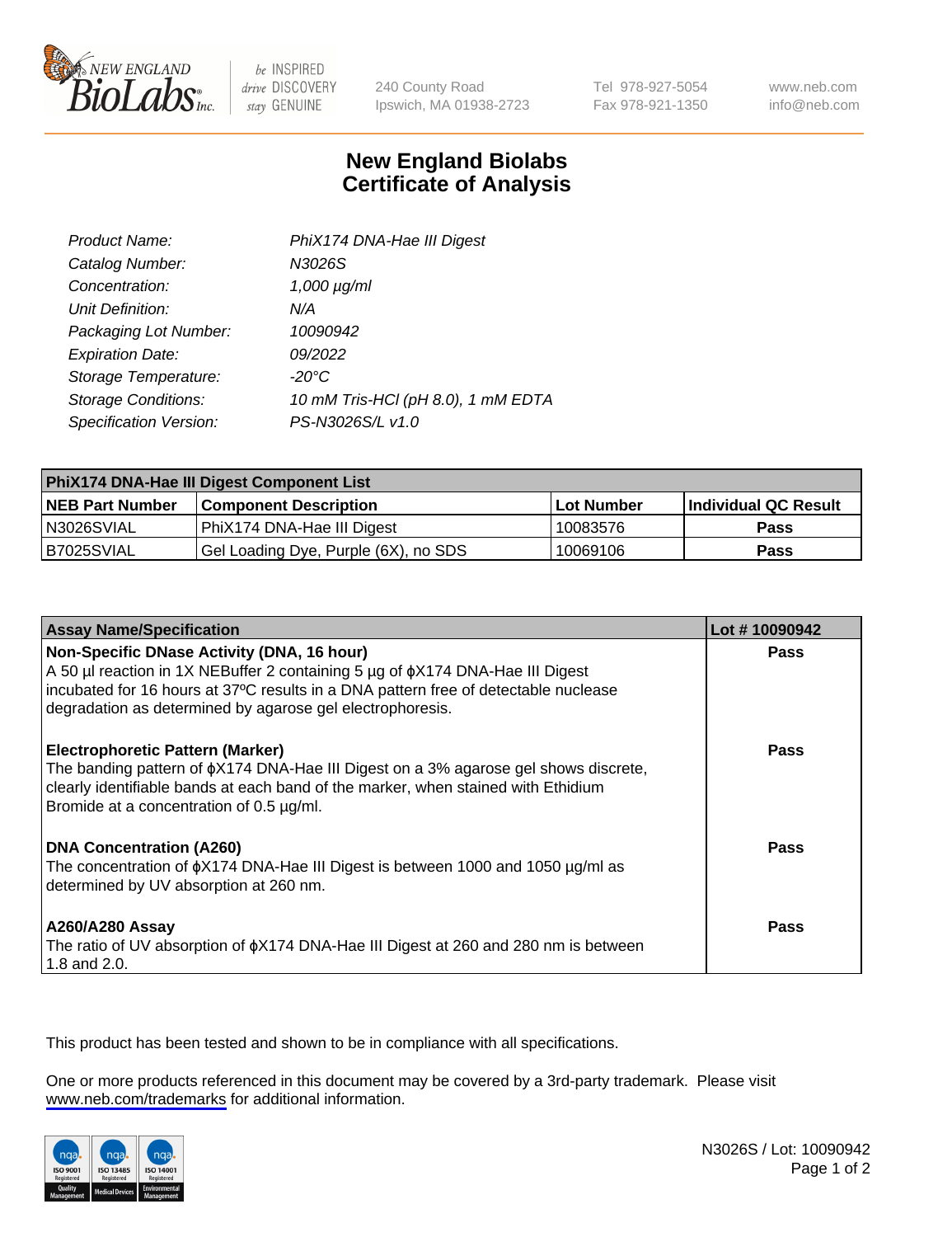# New England Biolabs
# Certificate of Analysis

| | |
|---|---|
| *Product Name:* | *PhiX174 DNA-Hae III Digest* |
| *Catalog Number:* | *N3026S* |
| *Concentration:* | *1,000 µg/ml* |
| *Unit Definition:* | *N/A* |
| *Packaging Lot Number:* | *10090942* |
| *Expiration Date:* | *09/2022* |
| *Storage Temperature:* | *-20°C* |
| *Storage Conditions:* | *10 mM Tris-HCl (pH 8.0), 1 mM EDTA* |
| *Specification Version:* | *PS-N3026S/L v1.0* |

| PhiX174 DNA-Hae III Digest Component List | | | |
|---|---|---|---|
| **NEB Part Number** | **Component Description** | **Lot Number** | **Individual QC Result** |
| N3026SVIAL | PhiX174 DNA-Hae III Digest | 10083576 | **Pass** |
| B7025SVIAL | Gel Loading Dye, Purple (6X), no SDS | 10069106 | **Pass** |

| Assay Name/Specification | Lot # 10090942 |
|---|---|
| **Non-Specific DNase Activity (DNA, 16 hour)** A 50 µl reaction in 1X NEBuffer 2 containing 5 µg of ϕX174 DNA-Hae III Digest incubated for 16 hours at 37ºC results in a DNA pattern free of detectable nuclease degradation as determined by agarose gel electrophoresis. | **Pass** |
| **Electrophoretic Pattern (Marker)** The banding pattern of ϕX174 DNA-Hae III Digest on a 3% agarose gel shows discrete, clearly identifiable bands at each band of the marker, when stained with Ethidium Bromide at a concentration of 0.5 µg/ml. | **Pass** |
| **DNA Concentration (A260)** The concentration of ϕX174 DNA-Hae III Digest is between 1000 and 1050 µg/ml as determined by UV absorption at 260 nm. | **Pass** |
| **A260/A280 Assay** The ratio of UV absorption of ϕX174 DNA-Hae III Digest at 260 and 280 nm is between 1.8 and 2.0. | **Pass** |

This product has been tested and shown to be in compliance with all specifications.

One or more products referenced in this document may be covered by a 3rd-party trademark. Please visit www.neb.com/trademarks for additional information.

N3026S / Lot: 10090942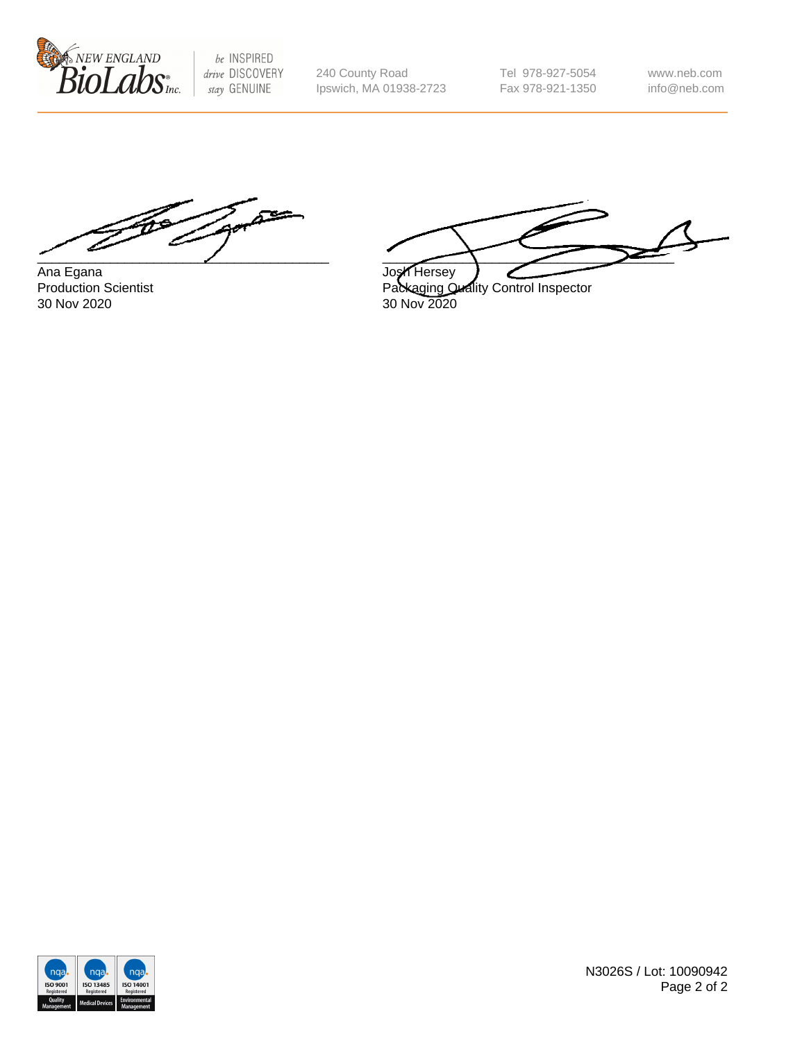NEW ENGLAND BioLabs® Inc.

be INSPIRED
drive DISCOVERY
stay GENUINE

240 County Road
Ipswich, MA 01938-2723

Tel 978-927-5054
Fax 978-921-1350

www.neb.com
info@neb.com

Ana Egana
Production Scientist
30 Nov 2020

Josh Hersey
Packaging Quality Control Inspector
30 Nov 2020

nqa ISO 9001 Registered Quality Management | nqa ISO 13485 Registered Medical Devices | nqa ISO 14001 Registered Environmental Management

N3026S / Lot: 10090942